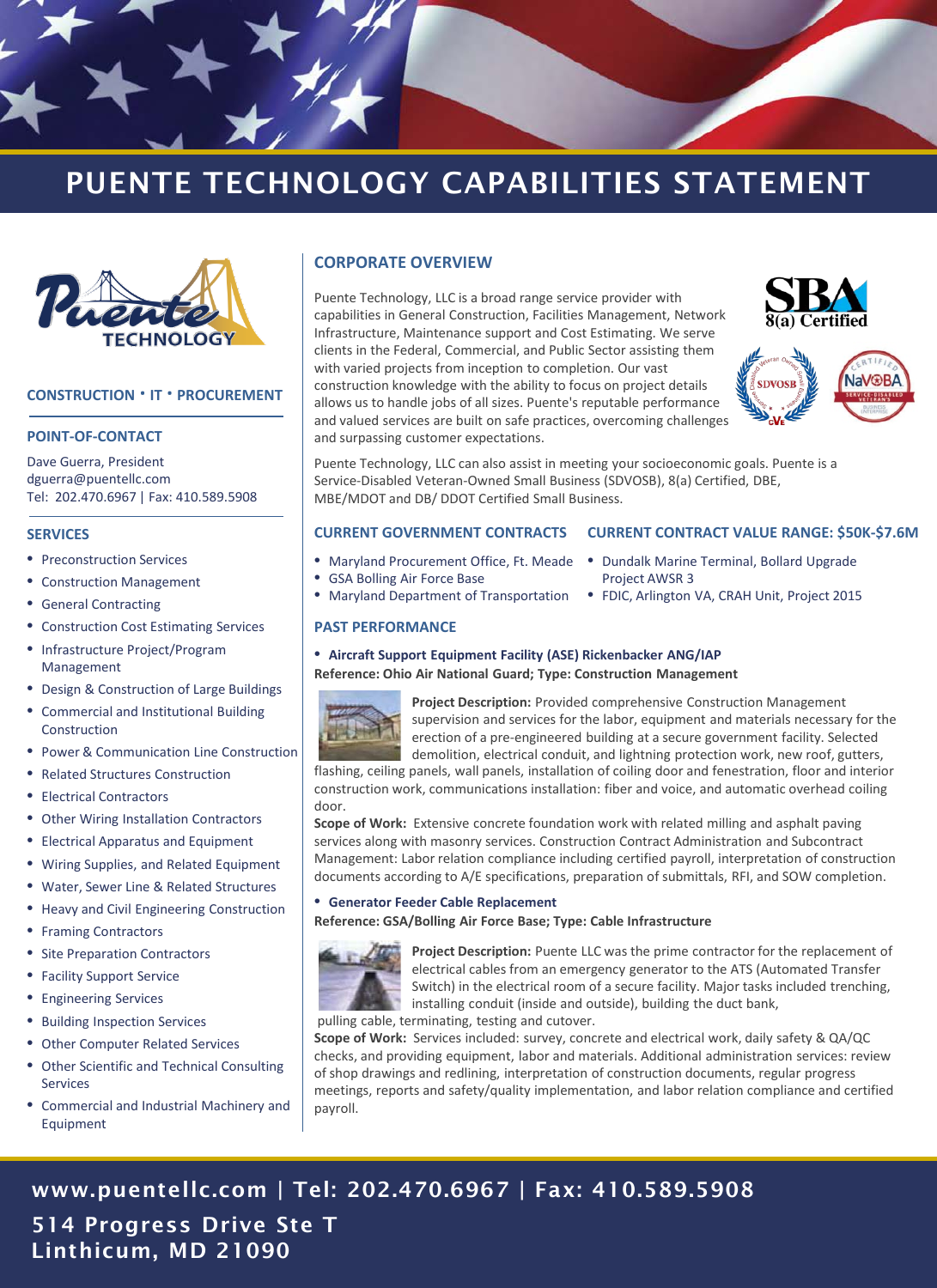# PUENTE TECHNOLOGY CAPABILITIES STATEMENT

**CONSTRUCTION • IT • PROCUREMENT**

## POINT-OF-CONTACT

Dave Guerra, President
dguerra@puentellc.com
Tel: 202.470.6967 | Fax: 410.589.5908

## SERVICES

- Preconstruction Services
- Construction Management
- General Contracting
- Construction Cost Estimating Services
- Infrastructure Project/Program Management
- Design & Construction of Large Buildings
- Commercial and Institutional Building Construction
- Power & Communication Line Construction
- Related Structures Construction
- Electrical Contractors
- Other Wiring Installation Contractors
- Electrical Apparatus and Equipment
- Wiring Supplies, and Related Equipment
- Water, Sewer Line & Related Structures
- Heavy and Civil Engineering Construction
- Framing Contractors
- Site Preparation Contractors
- Facility Support Service
- Engineering Services
- Building Inspection Services
- Other Computer Related Services
- Other Scientific and Technical Consulting Services
- Commercial and Industrial Machinery and Equipment

## CORPORATE OVERVIEW

Puente Technology, LLC is a broad range service provider with capabilities in General Construction, Facilities Management, Network Infrastructure, Maintenance support and Cost Estimating. We serve clients in the Federal, Commercial, and Public Sector assisting them with varied projects from inception to completion. Our vast construction knowledge with the ability to focus on project details allows us to handle jobs of all sizes. Puente's reputable performance and valued services are built on safe practices, overcoming challenges and surpassing customer expectations.

SBA 8(a) Certified | SDVOSB | NaVOBA

Puente Technology, LLC can also assist in meeting your socioeconomic goals. Puente is a Service-Disabled Veteran-Owned Small Business (SDVOSB), 8(a) Certified, DBE, MBE/MDOT and DB/ DDOT Certified Small Business.

## CURRENT GOVERNMENT CONTRACTS

- Maryland Procurement Office, Ft. Meade
- GSA Bolling Air Force Base
- Maryland Department of Transportation

## CURRENT CONTRACT VALUE RANGE: $50K-$7.6M

- Dundalk Marine Terminal, Bollard Upgrade Project AWSR 3
- FDIC, Arlington VA, CRAH Unit, Project 2015

## PAST PERFORMANCE

- **Aircraft Support Equipment Facility (ASE) Rickenbacker ANG/IAP**

**Reference: Ohio Air National Guard; Type: Construction Management**

**Project Description:** Provided comprehensive Construction Management supervision and services for the labor, equipment and materials necessary for the erection of a pre-engineered building at a secure government facility. Selected demolition, electrical conduit, and lightning protection work, new roof, gutters, flashing, ceiling panels, wall panels, installation of coiling door and fenestration, floor and interior construction work, communications installation: fiber and voice, and automatic overhead coiling door.

**Scope of Work:** Extensive concrete foundation work with related milling and asphalt paving services along with masonry services. Construction Contract Administration and Subcontract Management: Labor relation compliance including certified payroll, interpretation of construction documents according to A/E specifications, preparation of submittals, RFI, and SOW completion.

- **Generator Feeder Cable Replacement**

**Reference: GSA/Bolling Air Force Base; Type: Cable Infrastructure**

**Project Description:** Puente LLC was the prime contractor for the replacement of electrical cables from an emergency generator to the ATS (Automated Transfer Switch) in the electrical room of a secure facility. Major tasks included trenching, installing conduit (inside and outside), building the duct bank, pulling cable, terminating, testing and cutover.

**Scope of Work:** Services included: survey, concrete and electrical work, daily safety & QA/QC checks, and providing equipment, labor and materials. Additional administration services: review of shop drawings and redlining, interpretation of construction documents, regular progress meetings, reports and safety/quality implementation, and labor relation compliance and certified payroll.

**www.puentellc.com | Tel: 202.470.6967 | Fax: 410.589.5908**
**514 Progress Drive Ste T**
**Linthicum, MD 21090**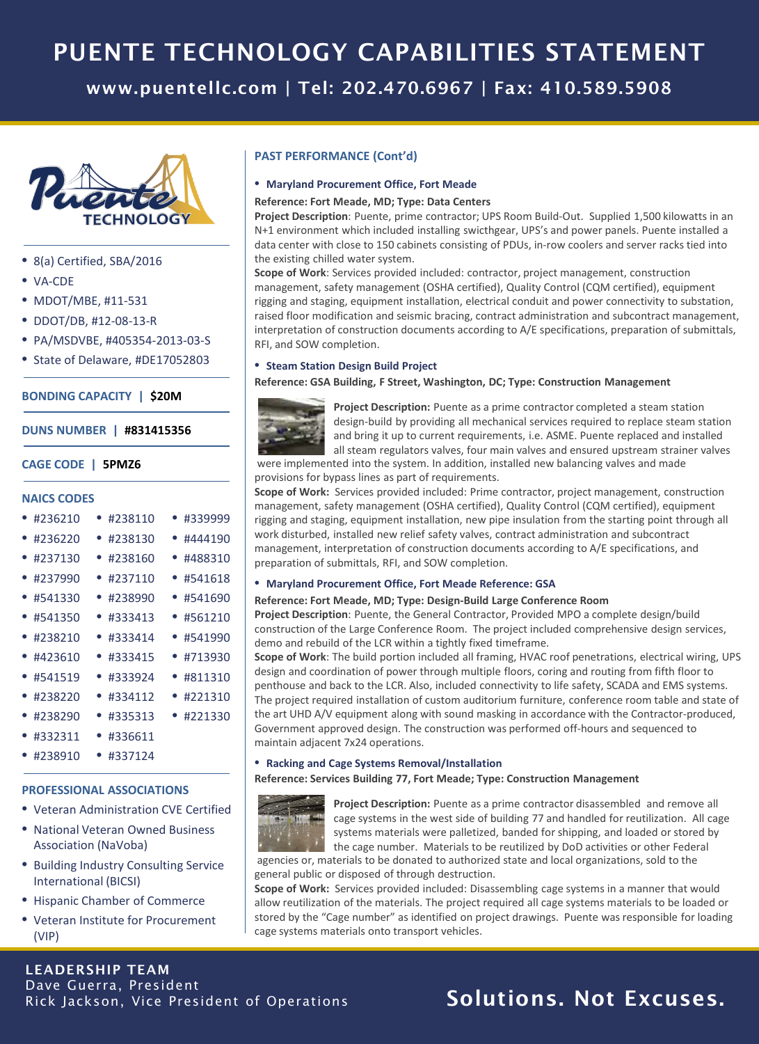# PUENTE TECHNOLOGY CAPABILITIES STATEMENT

**www.puentellc.com | Tel: 202.470.6967 | Fax: 410.589.5908**

Puente TECHNOLOGY

- 8(a) Certified, SBA/2016
- VA-CDE
- MDOT/MBE, #11-531
- DDOT/DB, #12-08-13-R
- PA/MSDVBE, #405354-2013-03-S
- State of Delaware, #DE17052803

**BONDING CAPACITY | $20M**

**DUNS NUMBER | #831415356**

**CAGE CODE | 5PMZ6**

**NAICS CODES**

- #236210
- #236220
- #237130
- #237990
- #541330
- #541350
- #238210
- #423610
- #541519
- #238220
- #238290
- #332311
- #238910
- #238110
- #238130
- #238160
- #237110
- #238990
- #333413
- #333414
- #333415
- #333924
- #334112
- #335313
- #336611
- #337124
- #339999
- #444190
- #488310
- #541618
- #541690
- #561210
- #541990
- #713930
- #811310
- #221310
- #221330

**PROFESSIONAL ASSOCIATIONS**

- Veteran Administration CVE Certified
- National Veteran Owned Business Association (NaVoba)
- Building Industry Consulting Service International (BICSI)
- Hispanic Chamber of Commerce
- Veteran Institute for Procurement (VIP)

## PAST PERFORMANCE (Cont'd)

- **Maryland Procurement Office, Fort Meade**

**Reference: Fort Meade, MD; Type: Data Centers**

**Project Description**: Puente, prime contractor; UPS Room Build-Out. Supplied 1,500 kilowatts in an N+1 environment which included installing swicthgear, UPS's and power panels. Puente installed a data center with close to 150 cabinets consisting of PDUs, in-row coolers and server racks tied into the existing chilled water system.

**Scope of Work**: Services provided included: contractor, project management, construction management, safety management (OSHA certified), Quality Control (CQM certified), equipment rigging and staging, equipment installation, electrical conduit and power connectivity to substation, raised floor modification and seismic bracing, contract administration and subcontract management, interpretation of construction documents according to A/E specifications, preparation of submittals, RFI, and SOW completion.

- **Steam Station Design Build Project**

**Reference: GSA Building, F Street, Washington, DC; Type: Construction Management**

**Project Description:** Puente as a prime contractor completed a steam station design-build by providing all mechanical services required to replace steam station and bring it up to current requirements, i.e. ASME. Puente replaced and installed all steam regulators valves, four main valves and ensured upstream strainer valves were implemented into the system. In addition, installed new balancing valves and made provisions for bypass lines as part of requirements.

**Scope of Work:** Services provided included: Prime contractor, project management, construction management, safety management (OSHA certified), Quality Control (CQM certified), equipment rigging and staging, equipment installation, new pipe insulation from the starting point through all work disturbed, installed new relief safety valves, contract administration and subcontract management, interpretation of construction documents according to A/E specifications, and preparation of submittals, RFI, and SOW completion.

- **Maryland Procurement Office, Fort Meade Reference: GSA**

**Reference: Fort Meade, MD; Type: Design-Build Large Conference Room**

**Project Description**: Puente, the General Contractor, Provided MPO a complete design/build construction of the Large Conference Room. The project included comprehensive design services, demo and rebuild of the LCR within a tightly fixed timeframe.

**Scope of Work**: The build portion included all framing, HVAC roof penetrations, electrical wiring, UPS design and coordination of power through multiple floors, coring and routing from fifth floor to penthouse and back to the LCR. Also, included connectivity to life safety, SCADA and EMS systems. The project required installation of custom auditorium furniture, conference room table and state of the art UHD A/V equipment along with sound masking in accordance with the Contractor-produced, Government approved design. The construction was performed off-hours and sequenced to maintain adjacent 7x24 operations.

- **Racking and Cage Systems Removal/Installation**

**Reference: Services Building 77, Fort Meade; Type: Construction Management**

**Project Description:** Puente as a prime contractor disassembled and remove all cage systems in the west side of building 77 and handled for reutilization. All cage systems materials were palletized, banded for shipping, and loaded or stored by the cage number. Materials to be reutilized by DoD activities or other Federal agencies or, materials to be donated to authorized state and local organizations, sold to the general public or disposed of through destruction.

**Scope of Work:** Services provided included: Disassembling cage systems in a manner that would allow reutilization of the materials. The project required all cage systems materials to be loaded or stored by the "Cage number" as identified on project drawings. Puente was responsible for loading cage systems materials onto transport vehicles.

**LEADERSHIP TEAM**
Dave Guerra, President
Rick Jackson, Vice President of Operations

**Solutions. Not Excuses.**